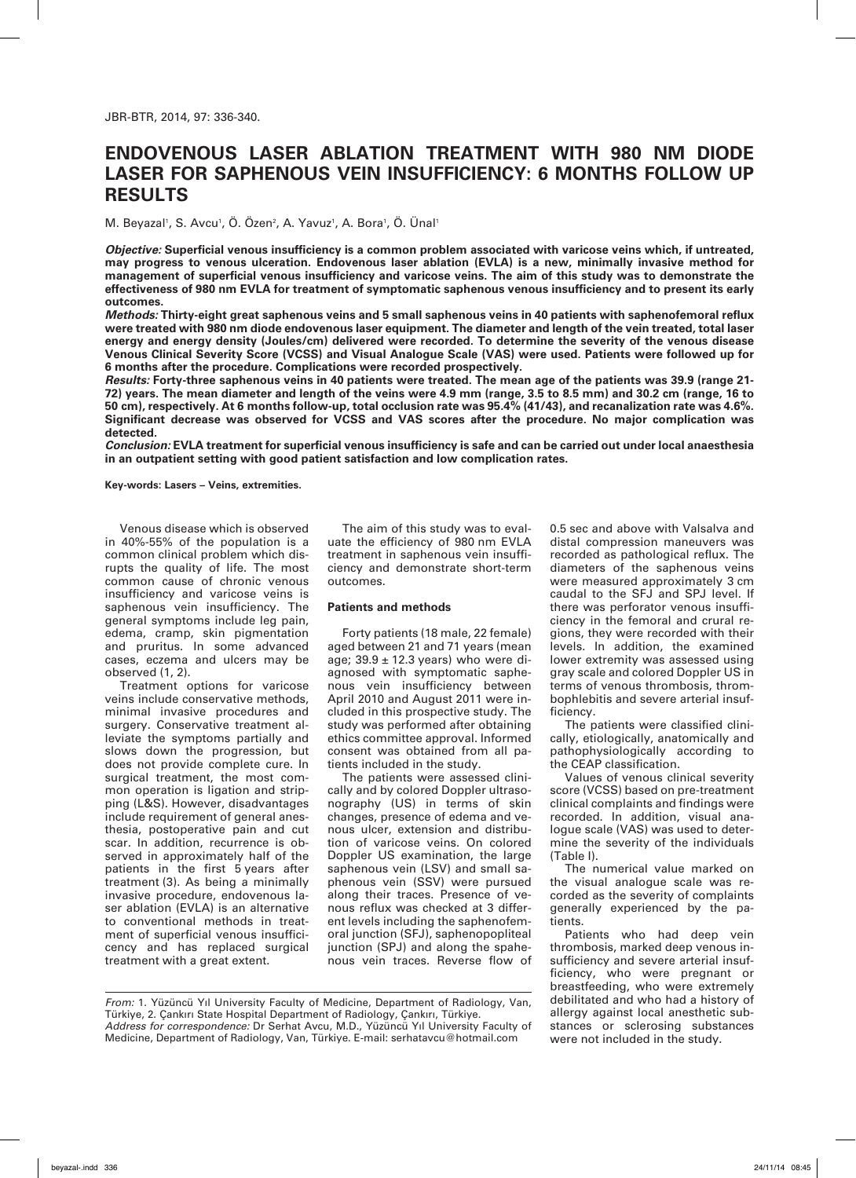# ENDOVENOUS LASER ABLATION TREATMENT WITH 980 NM DIODE LASER FOR SAPHENOUS VEIN INSUFFICIENCY: 6 MONTHS FOLLOW UP RESULTS

M. Beyazal[1], S. Avcu[1], Ö. Özen[2], A. Yavuz[1], A. Bora[1], Ö. Ünal[1]

***Objective:*** **Superficial venous insufficiency is a common problem associated with varicose veins which, if untreated, may progress to venous ulceration. Endovenous laser ablation (EVLA) is a new, minimally invasive method for management of superficial venous insufficiency and varicose veins. The aim of this study was to demonstrate the effectiveness of 980 nm EVLA for treatment of symptomatic saphenous venous insufficiency and to present its early outcomes.**

***Methods:*** **Thirty-eight great saphenous veins and 5 small saphenous veins in 40 patients with saphenofemoral reflux were treated with 980 nm diode endovenous laser equipment. The diameter and length of the vein treated, total laser energy and energy density (Joules/cm) delivered were recorded. To determine the severity of the venous disease Venous Clinical Severity Score (VCSS) and Visual Analogue Scale (VAS) were used. Patients were followed up for 6 months after the procedure. Complications were recorded prospectively.**

***Results:*** **Forty-three saphenous veins in 40 patients were treated. The mean age of the patients was 39.9 (range 21-72) years. The mean diameter and length of the veins were 4.9 mm (range, 3.5 to 8.5 mm) and 30.2 cm (range, 16 to 50 cm), respectively. At 6 months follow-up, total occlusion rate was 95.4% (41/43), and recanalization rate was 4.6%. Significant decrease was observed for VCSS and VAS scores after the procedure. No major complication was detected.**

***Conclusion:*** **EVLA treatment for superficial venous insufficiency is safe and can be carried out under local anaesthesia in an outpatient setting with good patient satisfaction and low complication rates.**

**Key-words: Lasers – Veins, extremities.**

Venous disease which is observed in 40%-55% of the population is a common clinical problem which disrupts the quality of life. The most common cause of chronic venous insufficiency and varicose veins is saphenous vein insufficiency. The general symptoms include leg pain, edema, cramp, skin pigmentation and pruritus. In some advanced cases, eczema and ulcers may be observed (1, 2).

Treatment options for varicose veins include conservative methods, minimal invasive procedures and surgery. Conservative treatment alleviate the symptoms partially and slows down the progression, but does not provide complete cure. In surgical treatment, the most common operation is ligation and stripping (L&S). However, disadvantages include requirement of general anesthesia, postoperative pain and cut scar. In addition, recurrence is observed in approximately half of the patients in the first 5 years after treatment (3). As being a minimally invasive procedure, endovenous laser ablation (EVLA) is an alternative to conventional methods in treatment of superficial venous insufficiency and has replaced surgical treatment with a great extent.

The aim of this study was to evaluate the efficiency of 980 nm EVLA treatment in saphenous vein insufficiency and demonstrate short-term outcomes.

## Patients and methods

Forty patients (18 male, 22 female) aged between 21 and 71 years (mean age; $39.9 \pm 12.3$ years) who were diagnosed with symptomatic saphenous vein insufficiency between April 2010 and August 2011 were included in this prospective study. The study was performed after obtaining ethics committee approval. Informed consent was obtained from all patients included in the study.

The patients were assessed clinically and by colored Doppler ultrasonography (US) in terms of skin changes, presence of edema and venous ulcer, extension and distribution of varicose veins. On colored Doppler US examination, the large saphenous vein (LSV) and small saphenous vein (SSV) were pursued along their traces. Presence of venous reflux was checked at 3 different levels including the saphenofemoral junction (SFJ), saphenopopliteal junction (SPJ) and along the spahenous vein traces. Reverse flow of 0.5 sec and above with Valsalva and distal compression maneuvers was recorded as pathological reflux. The diameters of the saphenous veins were measured approximately 3 cm caudal to the SFJ and SPJ level. If there was perforator venous insufficiency in the femoral and crural regions, they were recorded with their levels. In addition, the examined lower extremity was assessed using gray scale and colored Doppler US in terms of venous thrombosis, thrombophlebitis and severe arterial insufficiency.

The patients were classified clinically, etiologically, anatomically and pathophysiologically according to the CEAP classification.

Values of venous clinical severity score (VCSS) based on pre-treatment clinical complaints and findings were recorded. In addition, visual analogue scale (VAS) was used to determine the severity of the individuals (Table I).

The numerical value marked on the visual analogue scale was recorded as the severity of complaints generally experienced by the patients.

Patients who had deep vein thrombosis, marked deep venous insufficiency and severe arterial insufficiency, who were pregnant or breastfeeding, who were extremely debilitated and who had a history of allergy against local anesthetic substances or sclerosing substances were not included in the study.

*From:* 1. Yüzüncü Yıl University Faculty of Medicine, Department of Radiology, Van, Türkiye, 2. Çankırı State Hospital Department of Radiology, Çankırı, Türkiye.
*Address for correspondence:* Dr Serhat Avcu, M.D., Yüzüncü Yıl University Faculty of Medicine, Department of Radiology, Van, Türkiye. E-mail: serhatavcu@hotmail.com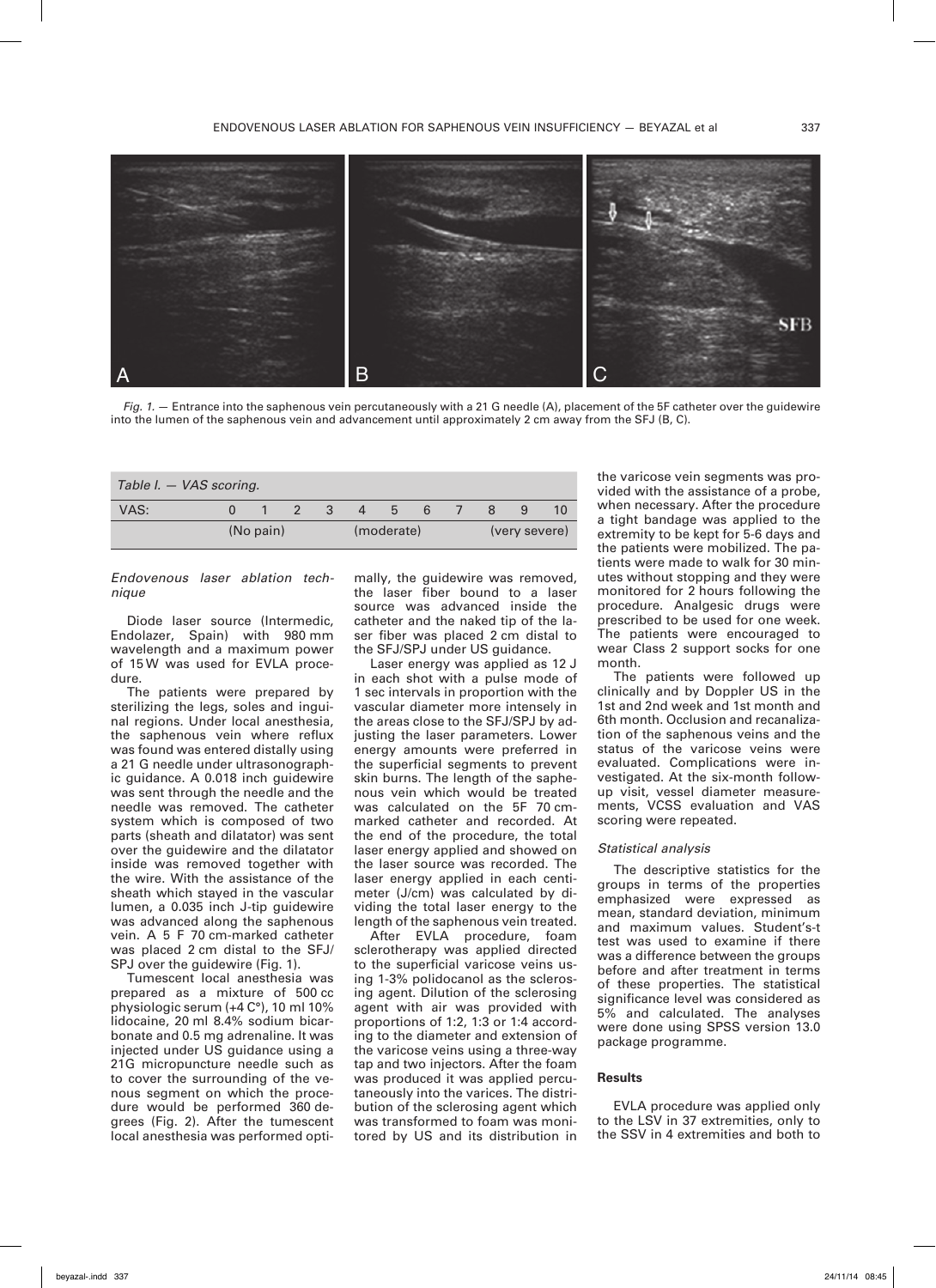*Fig. 1.* — Entrance into the saphenous vein percutaneously with a 21 G needle (A), placement of the 5F catheter over the guidewire into the lumen of the saphenous vein and advancement until approximately 2 cm away from the SFJ (B, C).

*Table I. — VAS scoring.*

| VAS: | 0 | 1 | 2 | 3 | 4 | 5 | 6 | 7 | 8 | 9 | 10 |
|---|---|---|---|---|---|---|---|---|---|---|---|
| | (No pain) | | | | (moderate) | | | | (very severe) | | |

*Endovenous laser ablation technique*

Diode laser source (Intermedic, Endolazer, Spain) with 980 mm wavelength and a maximum power of 15 W was used for EVLA procedure.

The patients were prepared by sterilizing the legs, soles and inguinal regions. Under local anesthesia, the saphenous vein where reflux was found was entered distally using a 21 G needle under ultrasonographic guidance. A 0.018 inch guidewire was sent through the needle and the needle was removed. The catheter system which is composed of two parts (sheath and dilatator) was sent over the guidewire and the dilatator inside was removed together with the wire. With the assistance of the sheath which stayed in the vascular lumen, a 0.035 inch J-tip guidewire was advanced along the saphenous vein. A 5 F 70 cm-marked catheter was placed 2 cm distal to the SFJ/SPJ over the guidewire (Fig. 1).

Tumescent local anesthesia was prepared as a mixture of 500 cc physiologic serum (+4 C°), 10 ml 10% lidocaine, 20 ml 8.4% sodium bicarbonate and 0.5 mg adrenaline. It was injected under US guidance using a 21G micropuncture needle such as to cover the surrounding of the venous segment on which the procedure would be performed 360 degrees (Fig. 2). After the tumescent local anesthesia was performed optimally, the guidewire was removed, the laser fiber bound to a laser source was advanced inside the catheter and the naked tip of the laser fiber was placed 2 cm distal to the SFJ/SPJ under US guidance.

Laser energy was applied as 12 J in each shot with a pulse mode of 1 sec intervals in proportion with the vascular diameter more intensely in the areas close to the SFJ/SPJ by adjusting the laser parameters. Lower energy amounts were preferred in the superficial segments to prevent skin burns. The length of the saphenous vein which would be treated was calculated on the 5F 70 cm-marked catheter and recorded. At the end of the procedure, the total laser energy applied and showed on the laser source was recorded. The laser energy applied in each centimeter (J/cm) was calculated by dividing the total laser energy to the length of the saphenous vein treated.

After EVLA procedure, foam sclerotherapy was applied directed to the superficial varicose veins using 1-3% polidocanol as the sclerosing agent. Dilution of the sclerosing agent with air was provided with proportions of 1:2, 1:3 or 1:4 according to the diameter and extension of the varicose veins using a three-way tap and two injectors. After the foam was produced it was applied percutaneously into the varices. The distribution of the sclerosing agent which was transformed to foam was monitored by US and its distribution in the varicose vein segments was provided with the assistance of a probe, when necessary. After the procedure a tight bandage was applied to the extremity to be kept for 5-6 days and the patients were mobilized. The patients were made to walk for 30 minutes without stopping and they were monitored for 2 hours following the procedure. Analgesic drugs were prescribed to be used for one week. The patients were encouraged to wear Class 2 support socks for one month.

The patients were followed up clinically and by Doppler US in the 1st and 2nd week and 1st month and 6th month. Occlusion and recanalization of the saphenous veins and the status of the varicose veins were evaluated. Complications were investigated. At the six-month follow-up visit, vessel diameter measurements, VCSS evaluation and VAS scoring were repeated.

*Statistical analysis*

The descriptive statistics for the groups in terms of the properties emphasized were expressed as mean, standard deviation, minimum and maximum values. Student's-t test was used to examine if there was a difference between the groups before and after treatment in terms of these properties. The statistical significance level was considered as 5% and calculated. The analyses were done using SPSS version 13.0 package programme.

## Results

EVLA procedure was applied only to the LSV in 37 extremities, only to the SSV in 4 extremities and both to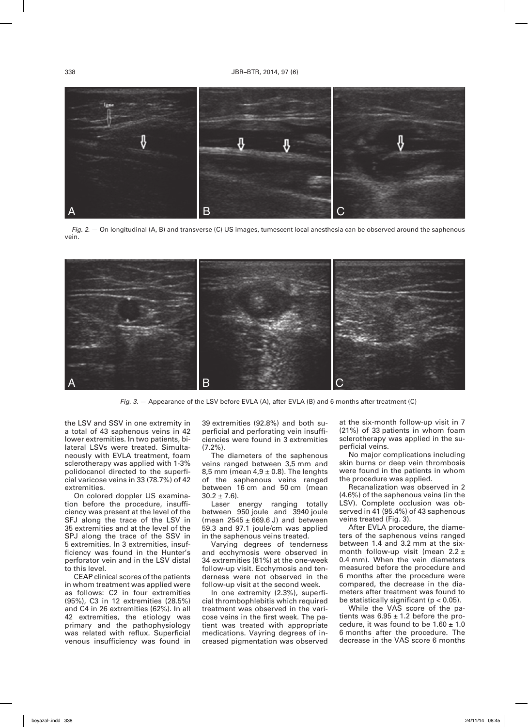Fig. 2. — On longitudinal (A, B) and transverse (C) US images, tumescent local anesthesia can be observed around the saphenous vein.

Fig. 3. — Appearance of the LSV before EVLA (A), after EVLA (B) and 6 months after treatment (C)

the LSV and SSV in one extremity in a total of 43 saphenous veins in 42 lower extremities. In two patients, bilateral LSVs were treated. Simultaneously with EVLA treatment, foam sclerotherapy was applied with 1-3% polidocanol directed to the superficial varicose veins in 33 (78.7%) of 42 extremities.

On colored doppler US examination before the procedure, insufficiency was present at the level of the SFJ along the trace of the LSV in 35 extremities and at the level of the SPJ along the trace of the SSV in 5 extremities. In 3 extremities, insufficiency was found in the Hunter's perforator vein and in the LSV distal to this level.

CEAP clinical scores of the patients in whom treatment was applied were as follows: C2 in four extremities (95%), C3 in 12 extremities (28.5%) and C4 in 26 extremities (62%). In all 42 extremities, the etiology was primary and the pathophysiology was related with reflux. Superficial venous insufficiency was found in 39 extremities (92.8%) and both superficial and perforating vein insufficiencies were found in 3 extremities (7.2%).

The diameters of the saphenous veins ranged between 3,5 mm and 8,5 mm (mean 4,9 ± 0.8). The lenghts of the saphenous veins ranged between 16 cm and 50 cm (mean 30.2 ± 7.6).

Laser energy ranging totally between 950 joule and 3940 joule (mean 2545 ± 669.6 J) and between 59.3 and 97.1 joule/cm was applied in the saphenous veins treated.

Varying degrees of tenderness and ecchymosis were observed in 34 extremities (81%) at the one-week follow-up visit. Ecchymosis and tenderness were not observed in the follow-up visit at the second week.

In one extremity (2.3%), superficial thrombophlebitis which required treatment was observed in the varicose veins in the first week. The patient was treated with appropriate medications. Vayring degrees of increased pigmentation was observed at the six-month follow-up visit in 7 (21%) of 33 patients in whom foam sclerotherapy was applied in the superficial veins.

No major complications including skin burns or deep vein thrombosis were found in the patients in whom the procedure was applied.

Recanalization was observed in 2 (4.6%) of the saphenous veins (in the LSV). Complete occlusion was observed in 41 (95.4%) of 43 saphenous veins treated (Fig. 3).

After EVLA procedure, the diameters of the saphenous veins ranged between 1.4 and 3.2 mm at the six-month follow-up visit (mean 2.2 ± 0.4 mm). When the vein diameters measured before the procedure and 6 months after the procedure were compared, the decrease in the diameters after treatment was found to be statistically significant ($p < 0.05$).

While the VAS score of the patients was 6.95 ± 1.2 before the procedure, it was found to be 1.60 ± 1.0 6 months after the procedure. The decrease in the VAS score 6 months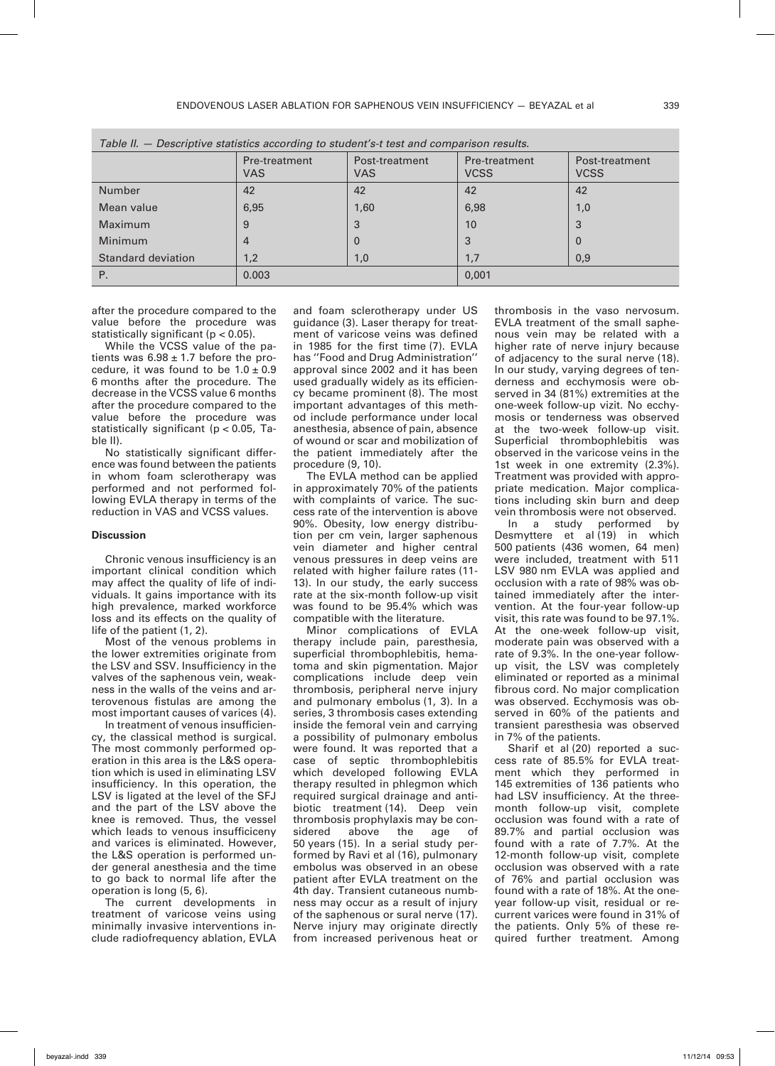*Table II. — Descriptive statistics according to student's-t test and comparison results.*

| | Pre-treatment VAS | Post-treatment VAS | Pre-treatment VCSS | Post-treatment VCSS |
|---|---|---|---|---|
| Number | 42 | 42 | 42 | 42 |
| Mean value | 6,95 | 1,60 | 6,98 | 1,0 |
| Maximum | 9 | 3 | 10 | 3 |
| Minimum | 4 | 0 | 3 | 0 |
| Standard deviation | 1,2 | 1,0 | 1,7 | 0,9 |
| P. | 0.003 | | 0,001 | |

after the procedure compared to the value before the procedure was statistically significant ($p < 0.05$).

While the VCSS value of the patients was $6.98 \pm 1.7$ before the procedure, it was found to be $1.0 \pm 0.9$ 6 months after the procedure. The decrease in the VCSS value 6 months after the procedure compared to the value before the procedure was statistically significant ($p < 0.05$, Table II).

No statistically significant difference was found between the patients in whom foam sclerotherapy was performed and not performed following EVLA therapy in terms of the reduction in VAS and VCSS values.

#### Discussion

Chronic venous insufficiency is an important clinical condition which may affect the quality of life of individuals. It gains importance with its high prevalence, marked workforce loss and its effects on the quality of life of the patient (1, 2).

Most of the venous problems in the lower extremities originate from the LSV and SSV. Insufficiency in the valves of the saphenous vein, weakness in the walls of the veins and arterovenous fistulas are among the most important causes of varices (4).

In treatment of venous insufficiency, the classical method is surgical. The most commonly performed operation in this area is the L&S operation which is used in eliminating LSV insufficiency. In this operation, the LSV is ligated at the level of the SFJ and the part of the LSV above the knee is removed. Thus, the vessel which leads to venous insufficiceny and varices is eliminated. However, the L&S operation is performed under general anesthesia and the time to go back to normal life after the operation is long (5, 6).

The current developments in treatment of varicose veins using minimally invasive interventions include radiofrequency ablation, EVLA and foam sclerotherapy under US guidance (3). Laser therapy for treatment of varicose veins was defined in 1985 for the first time (7). EVLA has ''Food and Drug Administration'' approval since 2002 and it has been used gradually widely as its efficiency became prominent (8). The most important advantages of this method include performance under local anesthesia, absence of pain, absence of wound or scar and mobilization of the patient immediately after the procedure (9, 10).

The EVLA method can be applied in approximately 70% of the patients with complaints of varice. The success rate of the intervention is above 90%. Obesity, low energy distribution per cm vein, larger saphenous vein diameter and higher central venous pressures in deep veins are related with higher failure rates (11-13). In our study, the early success rate at the six-month follow-up visit was found to be 95.4% which was compatible with the literature.

Minor complications of EVLA therapy include pain, paresthesia, superficial thrombophlebitis, hematoma and skin pigmentation. Major complications include deep vein thrombosis, peripheral nerve injury and pulmonary embolus (1, 3). In a series, 3 thrombosis cases extending inside the femoral vein and carrying a possibility of pulmonary embolus were found. It was reported that a case of septic thrombophlebitis which developed following EVLA therapy resulted in phlegmon which required surgical drainage and antibiotic treatment (14). Deep vein thrombosis prophylaxis may be considered above the age of 50 years (15). In a serial study performed by Ravi et al (16), pulmonary embolus was observed in an obese patient after EVLA treatment on the 4th day. Transient cutaneous numbness may occur as a result of injury of the saphenous or sural nerve (17). Nerve injury may originate directly from increased perivenous heat or thrombosis in the vaso nervosum. EVLA treatment of the small saphenous vein may be related with a higher rate of nerve injury because of adjacency to the sural nerve (18). In our study, varying degrees of tenderness and ecchymosis were observed in 34 (81%) extremities at the one-week follow-up vizit. No ecchymosis or tenderness was observed at the two-week follow-up visit. Superficial thrombophlebitis was observed in the varicose veins in the 1st week in one extremity (2.3%). Treatment was provided with appropriate medication. Major complications including skin burn and deep vein thrombosis were not observed.

In a study performed by Desmyttere et al (19) in which 500 patients (436 women, 64 men) were included, treatment with 511 LSV 980 nm EVLA was applied and occlusion with a rate of 98% was obtained immediately after the intervention. At the four-year follow-up visit, this rate was found to be 97.1%. At the one-week follow-up visit, moderate pain was observed with a rate of 9.3%. In the one-year follow-up visit, the LSV was completely eliminated or reported as a minimal fibrous cord. No major complication was observed. Ecchymosis was observed in 60% of the patients and transient paresthesia was observed in 7% of the patients.

Sharif et al (20) reported a success rate of 85.5% for EVLA treatment which they performed in 145 extremities of 136 patients who had LSV insufficiency. At the three-month follow-up visit, complete occlusion was found with a rate of 89.7% and partial occlusion was found with a rate of 7.7%. At the 12-month follow-up visit, complete occlusion was observed with a rate of 76% and partial occlusion was found with a rate of 18%. At the one-year follow-up visit, residual or recurrent varices were found in 31% of the patients. Only 5% of these required further treatment. Among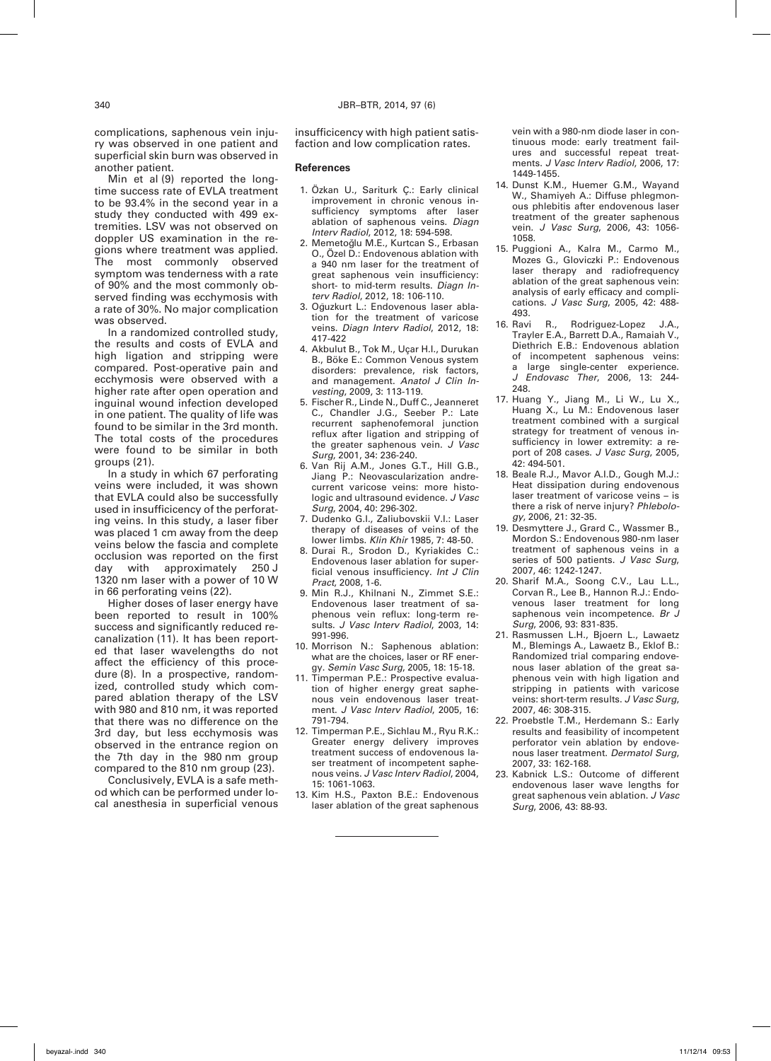complications, saphenous vein injury was observed in one patient and superficial skin burn was observed in another patient.

Min et al (9) reported the long-time success rate of EVLA treatment to be 93.4% in the second year in a study they conducted with 499 extremities. LSV was not observed on doppler US examination in the regions where treatment was applied. The most commonly observed symptom was tenderness with a rate of 90% and the most commonly observed finding was ecchymosis with a rate of 30%. No major complication was observed.

In a randomized controlled study, the results and costs of EVLA and high ligation and stripping were compared. Post-operative pain and ecchymosis were observed with a higher rate after open operation and inguinal wound infection developed in one patient. The quality of life was found to be similar in the 3rd month. The total costs of the procedures were found to be similar in both groups (21).

In a study in which 67 perforating veins were included, it was shown that EVLA could also be successfully used in insufficiency of the perforating veins. In this study, a laser fiber was placed 1 cm away from the deep veins below the fascia and complete occlusion was reported on the first day with approximately 250 J 1320 nm laser with a power of 10 W in 66 perforating veins (22).

Higher doses of laser energy have been reported to result in 100% success and significantly reduced recanalization (11). It has been reported that laser wavelengths do not affect the efficiency of this procedure (8). In a prospective, randomized, controlled study which compared ablation therapy of the LSV with 980 and 810 nm, it was reported that there was no difference on the 3rd day, but less ecchymosis was observed in the entrance region on the 7th day in the 980 nm group compared to the 810 nm group (23).

Conclusively, EVLA is a safe method which can be performed under local anesthesia in superficial venous insufficicency with high patient satisfaction and low complication rates.

## References

1. Özkan U., Sariturk Ç.: Early clinical improvement in chronic venous insufficiency symptoms after laser ablation of saphenous veins. *Diagn Interv Radiol*, 2012, 18: 594-598.
2. Memetoğlu M.E., Kurtcan S., Erbasan O., Özel D.: Endovenous ablation with a 940 nm laser for the treatment of great saphenous vein insufficiency: short- to mid-term results. *Diagn Interv Radiol*, 2012, 18: 106-110.
3. Oğuzkurt L.: Endovenous laser ablation for the treatment of varicose veins. *Diagn Interv Radiol*, 2012, 18: 417-422
4. Akbulut B., Tok M., Uçar H.I., Durukan B., Böke E.: Common Venous system disorders: prevalence, risk factors, and management. *Anatol J Clin Investing*, 2009, 3: 113-119.
5. Fischer R., Linde N., Duff C., Jeanneret C., Chandler J.G., Seeber P.: Late recurrent saphenofemoral junction reflux after ligation and stripping of the greater saphenous vein. *J Vasc Surg*, 2001, 34: 236-240.
6. Van Rij A.M., Jones G.T., Hill G.B., Jiang P.: Neovascularization andrecurrent varicose veins: more histologic and ultrasound evidence. *J Vasc Surg*, 2004, 40: 296-302.
7. Dudenko G.I., Zaliubovskii V.I.: Laser therapy of diseases of veins of the lower limbs. *Klin Khir* 1985, 7: 48-50.
8. Durai R., Srodon D., Kyriakides C.: Endovenous laser ablation for superficial venous insufficiency. *Int J Clin Pract*, 2008, 1-6.
9. Min R.J., Khilnani N., Zimmet S.E.: Endovenous laser treatment of saphenous vein reflux: long-term results. *J Vasc Interv Radiol*, 2003, 14: 991-996.
10. Morrison N.: Saphenous ablation: what are the choices, laser or RF energy. *Semin Vasc Surg*, 2005, 18: 15-18.
11. Timperman P.E.: Prospective evaluation of higher energy great saphenous vein endovenous laser treatment. *J Vasc Interv Radiol*, 2005, 16: 791-794.
12. Timperman P.E., Sichlau M., Ryu R.K.: Greater energy delivery improves treatment success of endovenous laser treatment of incompetent saphenous veins. *J Vasc Interv Radiol*, 2004, 15: 1061-1063.
13. Kim H.S., Paxton B.E.: Endovenous laser ablation of the great saphenous vein with a 980-nm diode laser in continuous mode: early treatment failures and successful repeat treatments. *J Vasc Interv Radiol*, 2006, 17: 1449-1455.
14. Dunst K.M., Huemer G.M., Wayand W., Shamiyeh A.: Diffuse phlegmonous phlebitis after endovenous laser treatment of the greater saphenous vein. *J Vasc Surg*, 2006, 43: 1056-1058.
15. Puggioni A., Kalra M., Carmo M., Mozes G., Gloviczki P.: Endovenous laser therapy and radiofrequency ablation of the great saphenous vein: analysis of early efficacy and complications. *J Vasc Surg*, 2005, 42: 488-493.
16. Ravi R., Rodriguez-Lopez J.A., Trayler E.A., Barrett D.A., Ramaiah V., Diethrich E.B.: Endovenous ablation of incompetent saphenous veins: a large single-center experience. *J Endovasc Ther*, 2006, 13: 244-248.
17. Huang Y., Jiang M., Li W., Lu X., Huang X., Lu M.: Endovenous laser treatment combined with a surgical strategy for treatment of venous insufficiency in lower extremity: a report of 208 cases. *J Vasc Surg*, 2005, 42: 494-501.
18. Beale R.J., Mavor A.I.D., Gough M.J.: Heat dissipation during endovenous laser treatment of varicose veins – is there a risk of nerve injury? *Phlebology*, 2006, 21: 32-35.
19. Desmyttere J., Grard C., Wassmer B., Mordon S.: Endovenous 980-nm laser treatment of saphenous veins in a series of 500 patients. *J Vasc Surg*, 2007, 46: 1242-1247.
20. Sharif M.A., Soong C.V., Lau L.L., Corvan R., Lee B., Hannon R.J.: Endovenous laser treatment for long saphenous vein incompetence. *Br J Surg*, 2006, 93: 831-835.
21. Rasmussen L.H., Bjoern L., Lawaetz M., Blemings A., Lawaetz B., Eklof B.: Randomized trial comparing endovenous laser ablation of the great saphenous vein with high ligation and stripping in patients with varicose veins: short-term results. *J Vasc Surg*, 2007, 46: 308-315.
22. Proebstle T.M., Herdemann S.: Early results and feasibility of incompetent perforator vein ablation by endovenous laser treatment. *Dermatol Surg*, 2007, 33: 162-168.
23. Kabnick L.S.: Outcome of different endovenous laser wave lengths for great saphenous vein ablation. *J Vasc Surg*, 2006, 43: 88-93.